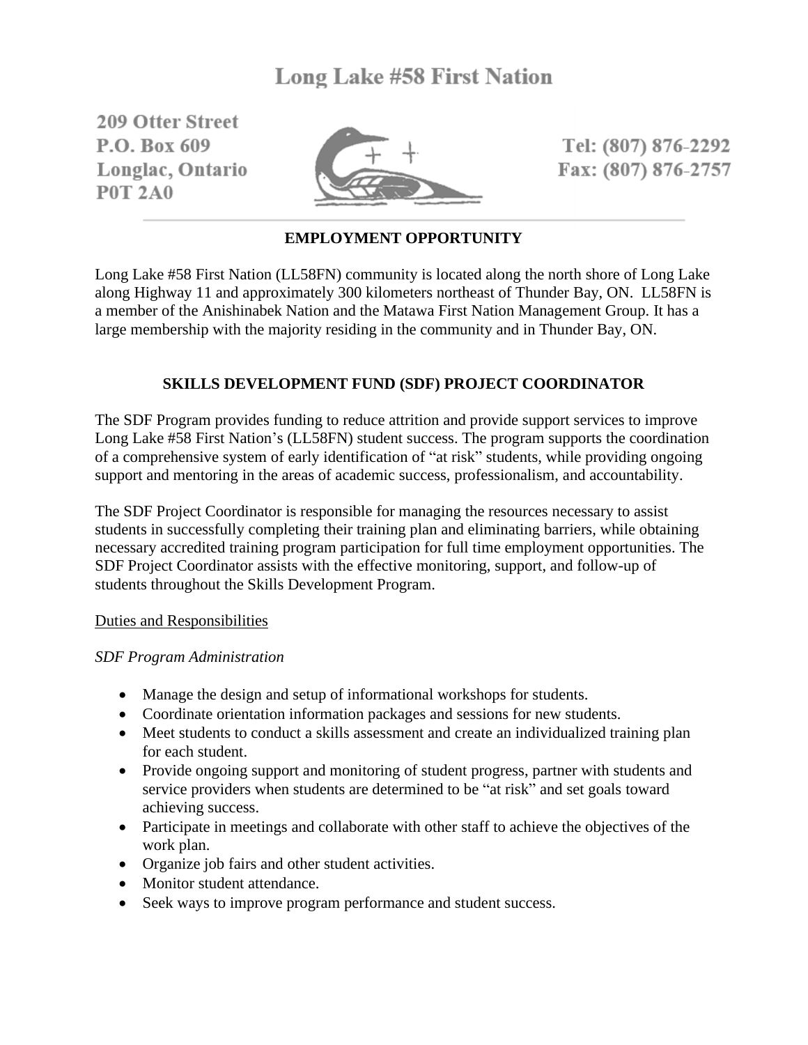# Long Lake #58 First Nation

209 Otter Street
P.O. Box 609
Longlac, Ontario
P0T 2A0

Tel: (807) 876-2292
Fax: (807) 876-2757

## EMPLOYMENT OPPORTUNITY

Long Lake #58 First Nation (LL58FN) community is located along the north shore of Long Lake along Highway 11 and approximately 300 kilometers northeast of Thunder Bay, ON. LL58FN is a member of the Anishinabek Nation and the Matawa First Nation Management Group. It has a large membership with the majority residing in the community and in Thunder Bay, ON.

## SKILLS DEVELOPMENT FUND (SDF) PROJECT COORDINATOR

The SDF Program provides funding to reduce attrition and provide support services to improve Long Lake #58 First Nation's (LL58FN) student success. The program supports the coordination of a comprehensive system of early identification of "at risk" students, while providing ongoing support and mentoring in the areas of academic success, professionalism, and accountability.

The SDF Project Coordinator is responsible for managing the resources necessary to assist students in successfully completing their training plan and eliminating barriers, while obtaining necessary accredited training program participation for full time employment opportunities. The SDF Project Coordinator assists with the effective monitoring, support, and follow-up of students throughout the Skills Development Program.

### Duties and Responsibilities

*SDF Program Administration*

- Manage the design and setup of informational workshops for students.
- Coordinate orientation information packages and sessions for new students.
- Meet students to conduct a skills assessment and create an individualized training plan for each student.
- Provide ongoing support and monitoring of student progress, partner with students and service providers when students are determined to be "at risk" and set goals toward achieving success.
- Participate in meetings and collaborate with other staff to achieve the objectives of the work plan.
- Organize job fairs and other student activities.
- Monitor student attendance.
- Seek ways to improve program performance and student success.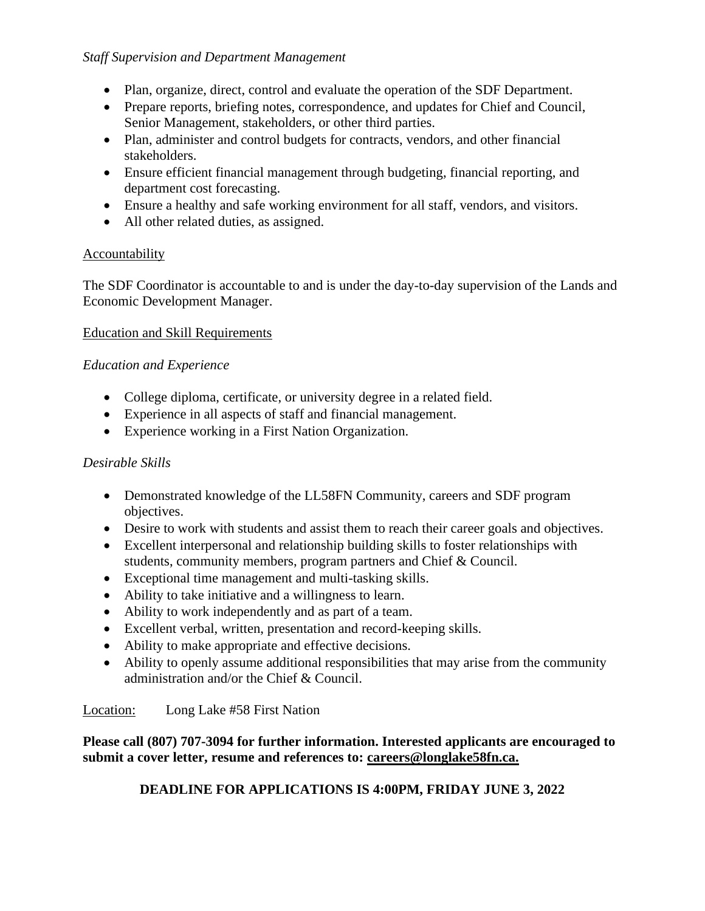*Staff Supervision and Department Management*

- Plan, organize, direct, control and evaluate the operation of the SDF Department.
- Prepare reports, briefing notes, correspondence, and updates for Chief and Council, Senior Management, stakeholders, or other third parties.
- Plan, administer and control budgets for contracts, vendors, and other financial stakeholders.
- Ensure efficient financial management through budgeting, financial reporting, and department cost forecasting.
- Ensure a healthy and safe working environment for all staff, vendors, and visitors.
- All other related duties, as assigned.

<u>Accountability</u>

The SDF Coordinator is accountable to and is under the day-to-day supervision of the Lands and Economic Development Manager.

<u>Education and Skill Requirements</u>

*Education and Experience*

- College diploma, certificate, or university degree in a related field.
- Experience in all aspects of staff and financial management.
- Experience working in a First Nation Organization.

*Desirable Skills*

- Demonstrated knowledge of the LL58FN Community, careers and SDF program objectives.
- Desire to work with students and assist them to reach their career goals and objectives.
- Excellent interpersonal and relationship building skills to foster relationships with students, community members, program partners and Chief & Council.
- Exceptional time management and multi-tasking skills.
- Ability to take initiative and a willingness to learn.
- Ability to work independently and as part of a team.
- Excellent verbal, written, presentation and record-keeping skills.
- Ability to make appropriate and effective decisions.
- Ability to openly assume additional responsibilities that may arise from the community administration and/or the Chief & Council.

<u>Location:</u> Long Lake #58 First Nation

**Please call (807) 707-3094 for further information. Interested applicants are encouraged to submit a cover letter, resume and references to: <u>careers@longlake58fn.ca.</u>**

**DEADLINE FOR APPLICATIONS IS 4:00PM, FRIDAY JUNE 3, 2022**